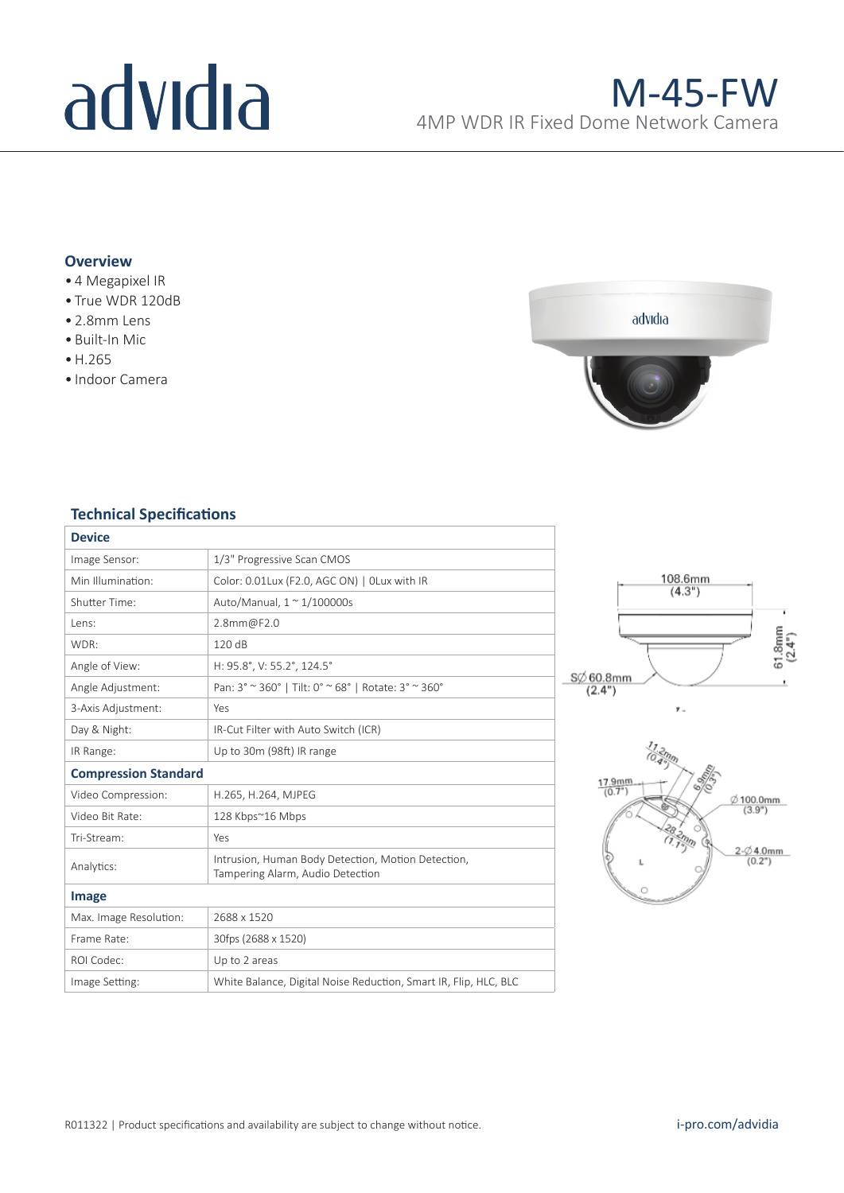# advidia

# M-45-FW

4MP WDR IR Fixed Dome Network Camera

## Overview

- 4 Megapixel IR
- True WDR 120dB
- 2.8mm Lens
- Built-In Mic
- H.265
- Indoor Camera

## Technical Specifications

| **Device** | |
|---|---|
| Image Sensor: | 1/3" Progressive Scan CMOS |
| Min Illumination: | Color: 0.01Lux (F2.0, AGC ON) \| 0Lux with IR |
| Shutter Time: | Auto/Manual, 1 ~ 1/100000s |
| Lens: | 2.8mm@F2.0 |
| WDR: | 120 dB |
| Angle of View: | H: 95.8°, V: 55.2°, 124.5° |
| Angle Adjustment: | Pan: 3° ~ 360° \| Tilt: 0° ~ 68° \| Rotate: 3° ~ 360° |
| 3-Axis Adjustment: | Yes |
| Day & Night: | IR-Cut Filter with Auto Switch (ICR) |
| IR Range: | Up to 30m (98ft) IR range |
| **Compression Standard** | |
| Video Compression: | H.265, H.264, MJPEG |
| Video Bit Rate: | 128 Kbps~16 Mbps |
| Tri-Stream: | Yes |
| Analytics: | Intrusion, Human Body Detection, Motion Detection, Tampering Alarm, Audio Detection |
| **Image** | |
| Max. Image Resolution: | 2688 x 1520 |
| Frame Rate: | 30fps (2688 x 1520) |
| ROI Codec: | Up to 2 areas |
| Image Setting: | White Balance, Digital Noise Reduction, Smart IR, Flip, HLC, BLC |

108.6mm (4.3")
61.8mm (2.4")
S∅ 60.8mm (2.4")

11.2mm (0.4")
6.9mm (0.3")
17.9mm (0.7")
∅ 100.0mm (3.9")
28.2mm (1.1")
2-∅ 4.0mm (0.2")

R011322 | Product specifications and availability are subject to change without notice.

i-pro.com/advidia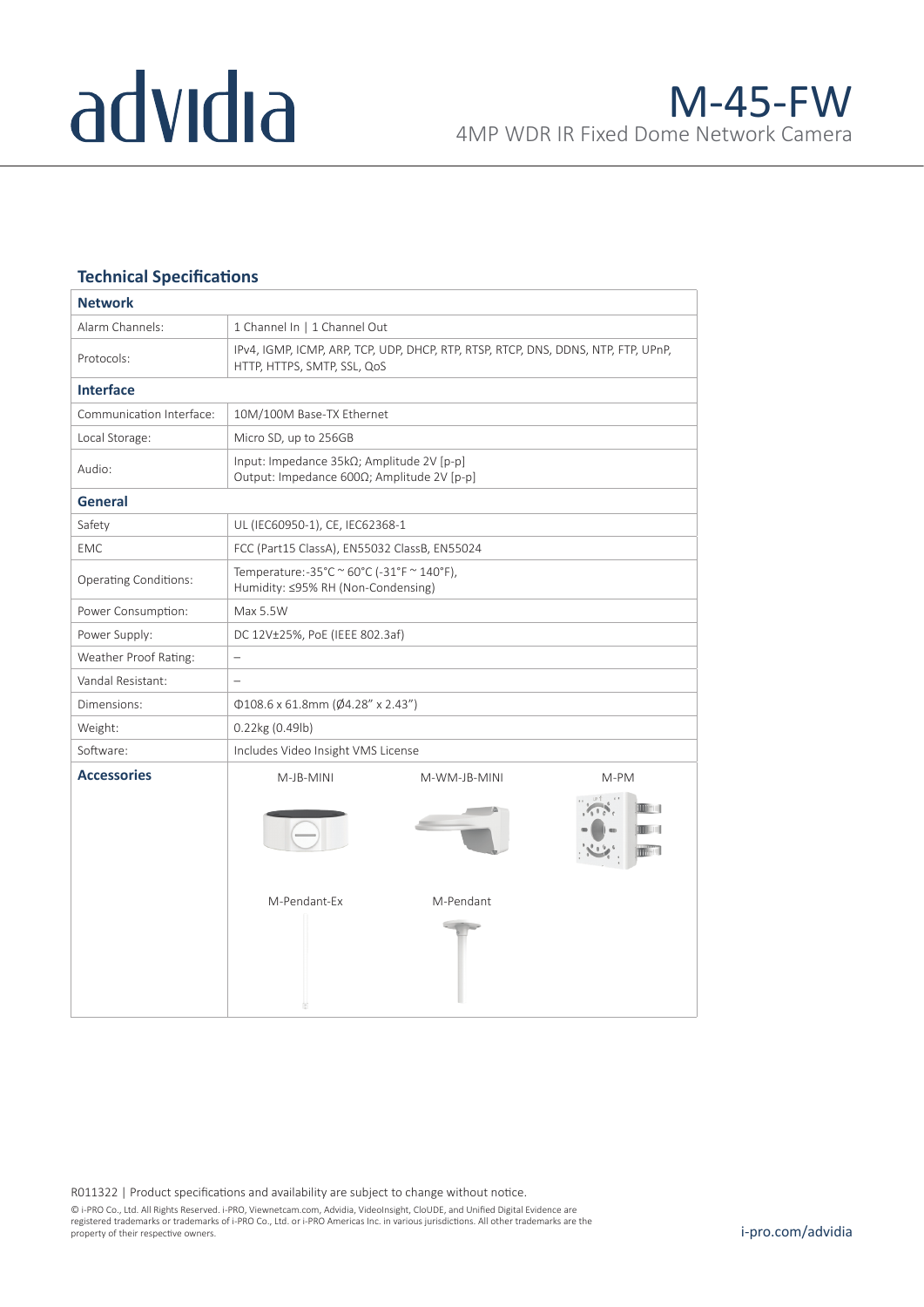# advidia

## M-45-FW
4MP WDR IR Fixed Dome Network Camera

### Technical Specifications

| | |
|---|---|
| **Network** | |
| Alarm Channels: | 1 Channel In \| 1 Channel Out |
| Protocols: | IPv4, IGMP, ICMP, ARP, TCP, UDP, DHCP, RTP, RTSP, RTCP, DNS, DDNS, NTP, FTP, UPnP, HTTP, HTTPS, SMTP, SSL, QoS |
| **Interface** | |
| Communication Interface: | 10M/100M Base-TX Ethernet |
| Local Storage: | Micro SD, up to 256GB |
| Audio: | Input: Impedance 35kΩ; Amplitude 2V [p-p]<br>Output: Impedance 600Ω; Amplitude 2V [p-p] |
| **General** | |
| Safety | UL (IEC60950-1), CE, IEC62368-1 |
| EMC | FCC (Part15 ClassA), EN55032 ClassB, EN55024 |
| Operating Conditions: | Temperature:-35°C ~ 60°C (-31°F ~ 140°F),<br>Humidity: ≤95% RH (Non-Condensing) |
| Power Consumption: | Max 5.5W |
| Power Supply: | DC 12V±25%, PoE (IEEE 802.3af) |
| Weather Proof Rating: | – |
| Vandal Resistant: | – |
| Dimensions: | Φ108.6 x 61.8mm (Ø4.28" x 2.43") |
| Weight: | 0.22kg (0.49lb) |
| Software: | Includes Video Insight VMS License |
| **Accessories** | M-JB-MINI, M-WM-JB-MINI, M-PM, M-Pendant-Ex, M-Pendant |

R011322 | Product specifications and availability are subject to change without notice.

© i-PRO Co., Ltd. All Rights Reserved. i-PRO, Viewnetcam.com, Advidia, VideoInsight, CloUDE, and Unified Digital Evidence are registered trademarks or trademarks of i-PRO Co., Ltd. or i-PRO Americas Inc. in various jurisdictions. All other trademarks are the property of their respective owners.

i-pro.com/advidia